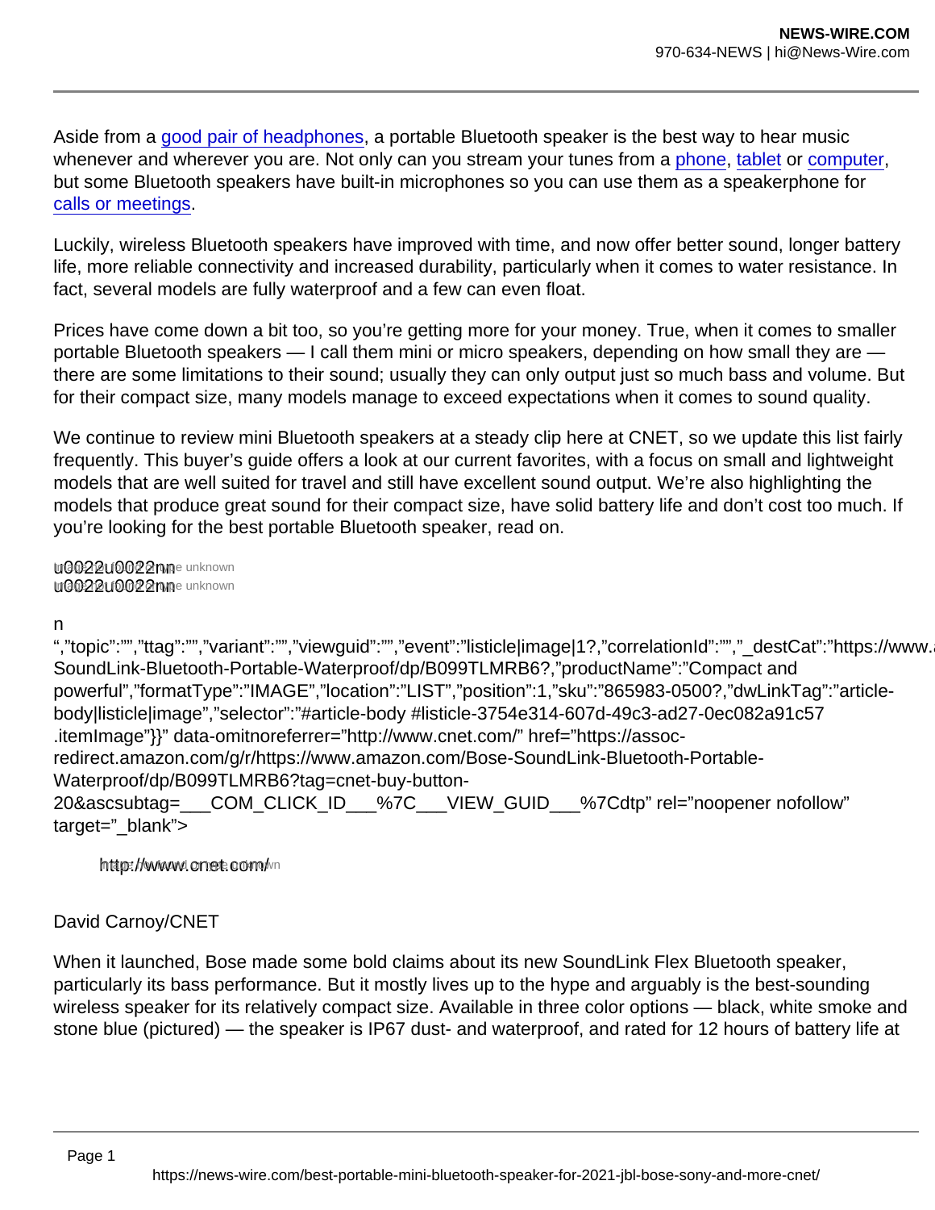Aside from a good pair of headphones, a portable Bluetooth speaker is the best way to hear music whenever and wherever you are. Not only can you stream your tunes from a phone, tablet or computer, but some Bluetooth speakers have built-in microphones so you can use them as a speakerphone for calls or meetings.

Luckily, wireless Bluetooth speakers have improved with time, and now offer better sound, longer battery life, more reliable connectivity and increased durability, particularly when it comes to water resistance. In fact, several models are fully waterproof and a few can even float.

Prices have come down a bit too, so you're getting more for your money. True, when it comes to smaller portable Bluetooth speakers — I call them mini or micro speakers, depending on how small they are — there are some limitations to their sound; usually they can only output just so much bass and volume. But for their compact size, many models manage to exceed expectations when it comes to sound quality.

We continue to review mini Bluetooth speakers at a steady clip here at CNET, so we update this list fairly frequently. This buyer's guide offers a look at our current favorites, with a focus on small and lightweight models that are well suited for travel and still have excellent sound output. We're also highlighting the models that produce great sound for their compact size, have solid battery life and don't cost too much. If you're looking for the best portable Bluetooth speaker, read on.

u0022u0022nn
u0022u0022nn

n
",”topic”:””,”ttag”:””,”variant”:””,”viewguid”:””,”event”:”listicle|image|1?,”correlationId”:””,”_destCat”:”https://www.a SoundLink-Bluetooth-Portable-Waterproof/dp/B099TLMRB6?,”productName”:”Compact and powerful”,”formatType”:”IMAGE”,”location”:”LIST”,”position”:1,”sku”:”865983-0500?,”dwLinkTag”:”article-body|listicle|image”,”selector”:”#article-body #listicle-3754e314-607d-49c3-ad27-0ec082a91c57 .itemImage”}}” data-omitnoreferrer=”http://www.cnet.com/” href=”https://assoc-redirect.amazon.com/g/r/https://www.amazon.com/Bose-SoundLink-Bluetooth-Portable-Waterproof/dp/B099TLMRB6?tag=cnet-buy-button-20&ascsubtag=___COM_CLICK_ID___%7C___VIEW_GUID___%7Cdtp” rel=”noopener nofollow” target=”_blank”>

http://www.cnet.com/

David Carnoy/CNET

When it launched, Bose made some bold claims about its new SoundLink Flex Bluetooth speaker, particularly its bass performance. But it mostly lives up to the hype and arguably is the best-sounding wireless speaker for its relatively compact size. Available in three color options — black, white smoke and stone blue (pictured) — the speaker is IP67 dust- and waterproof, and rated for 12 hours of battery life at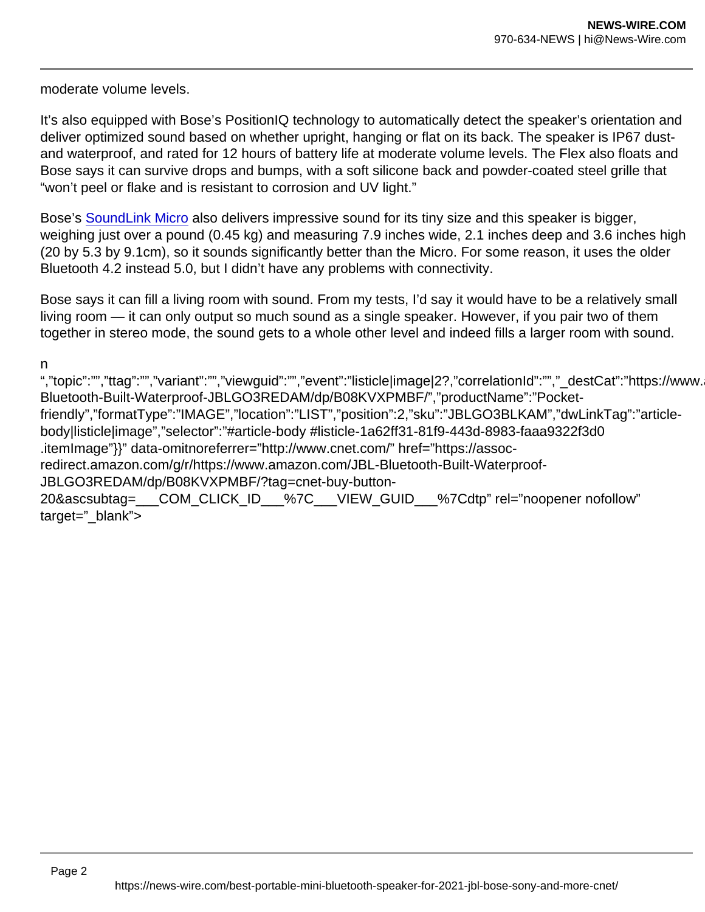moderate volume levels.

It's also equipped with Bose's PositionIQ technology to automatically detect the speaker's orientation and deliver optimized sound based on whether upright, hanging or flat on its back. The speaker is IP67 dust- and waterproof, and rated for 12 hours of battery life at moderate volume levels. The Flex also floats and Bose says it can survive drops and bumps, with a soft silicone back and powder-coated steel grille that "won't peel or flake and is resistant to corrosion and UV light."

Bose's [SoundLink Micro](#) also delivers impressive sound for its tiny size and this speaker is bigger, weighing just over a pound (0.45 kg) and measuring 7.9 inches wide, 2.1 inches deep and 3.6 inches high (20 by 5.3 by 9.1cm), so it sounds significantly better than the Micro. For some reason, it uses the older Bluetooth 4.2 instead 5.0, but I didn't have any problems with connectivity.

Bose says it can fill a living room with sound. From my tests, I'd say it would have to be a relatively small living room — it can only output so much sound as a single speaker. However, if you pair two of them together in stereo mode, the sound gets to a whole other level and indeed fills a larger room with sound.

n
","topic":"","ttag":"","variant":"","viewguid":"","event":"listicle|image|2?,"correlationId":"","_destCat":"https://www.a Bluetooth-Built-Waterproof-JBLGO3REDAM/dp/B08KVXPMBF/","productName":"Pocket-friendly","formatType":"IMAGE","location":"LIST","position":2,"sku":"JBLGO3BLKAM","dwLinkTag":"article-body|listicle|image","selector":"#article-body #listicle-1a62ff31-81f9-443d-8983-faaa9322f3d0 .itemImage"}}" data-omitnoreferrer="http://www.cnet.com/" href="https://assoc-redirect.amazon.com/g/r/https://www.amazon.com/JBL-Bluetooth-Built-Waterproof-JBLGO3REDAM/dp/B08KVXPMBF/?tag=cnet-buy-button-20&ascsubtag=___COM_CLICK_ID___%7C___VIEW_GUID___%7Cdtp" rel="noopener nofollow" target="_blank">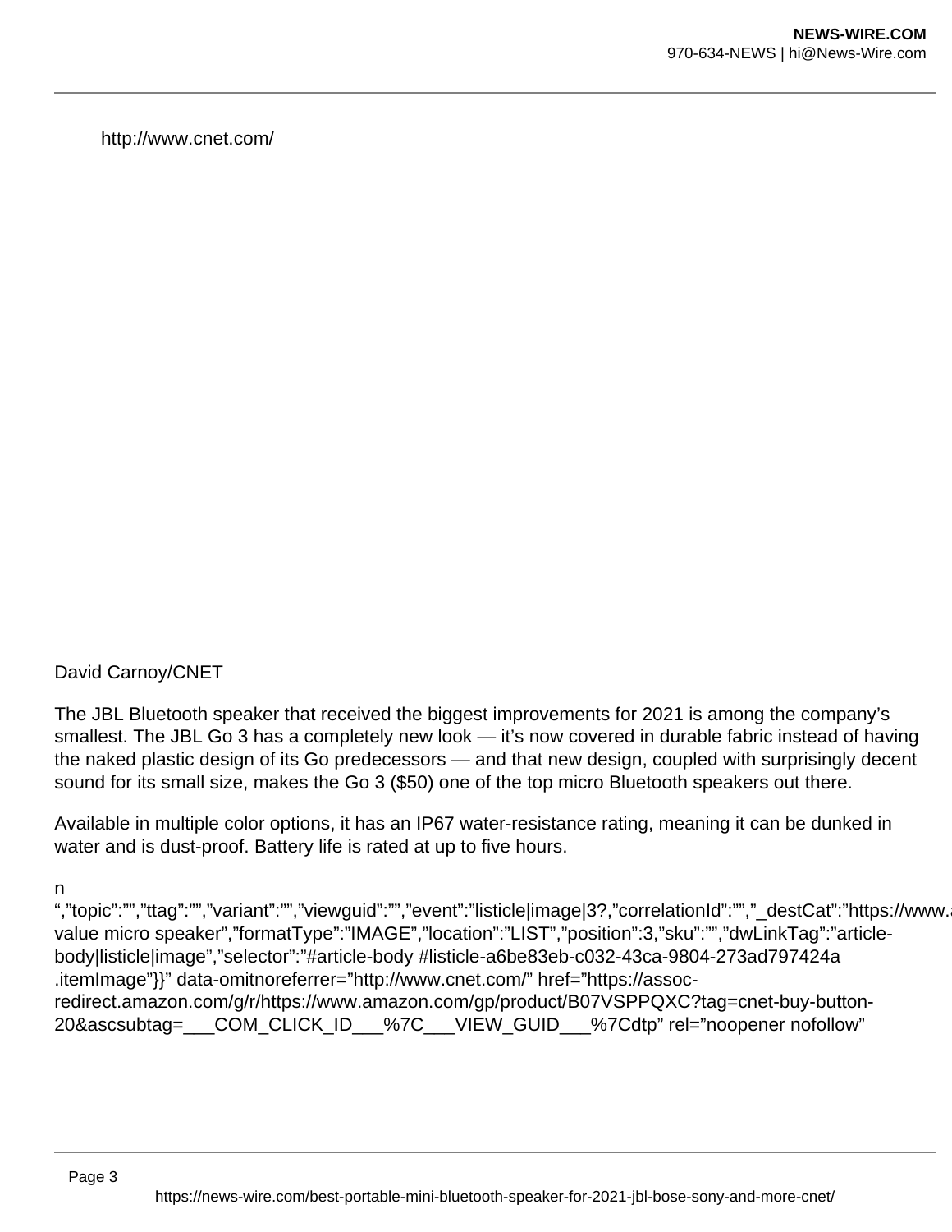http://www.cnet.com/

David Carnoy/CNET

The JBL Bluetooth speaker that received the biggest improvements for 2021 is among the company's smallest. The JBL Go 3 has a completely new look — it's now covered in durable fabric instead of having the naked plastic design of its Go predecessors — and that new design, coupled with surprisingly decent sound for its small size, makes the Go 3 ($50) one of the top micro Bluetooth speakers out there.

Available in multiple color options, it has an IP67 water-resistance rating, meaning it can be dunked in water and is dust-proof. Battery life is rated at up to five hours.

n
",”topic”:””,”ttag”:””,”variant”:””,”viewguid”:””,”event”:”listicle|image|3?,”correlationId”:””,”_destCat”:”https://www.a value micro speaker”,”formatType”:”IMAGE”,”location”:”LIST”,”position”:3,”sku”:””,”dwLinkTag”:”article-body|listicle|image”,”selector”:”#article-body #listicle-a6be83eb-c032-43ca-9804-273ad797424a .itemImage”}}” data-omitnoreferrer=”http://www.cnet.com/” href=”https://assoc-redirect.amazon.com/g/r/https://www.amazon.com/gp/product/B07VSPPQXC?tag=cnet-buy-button-20&ascsubtag=___COM_CLICK_ID___%7C___VIEW_GUID___%7Cdtp” rel=”noopener nofollow”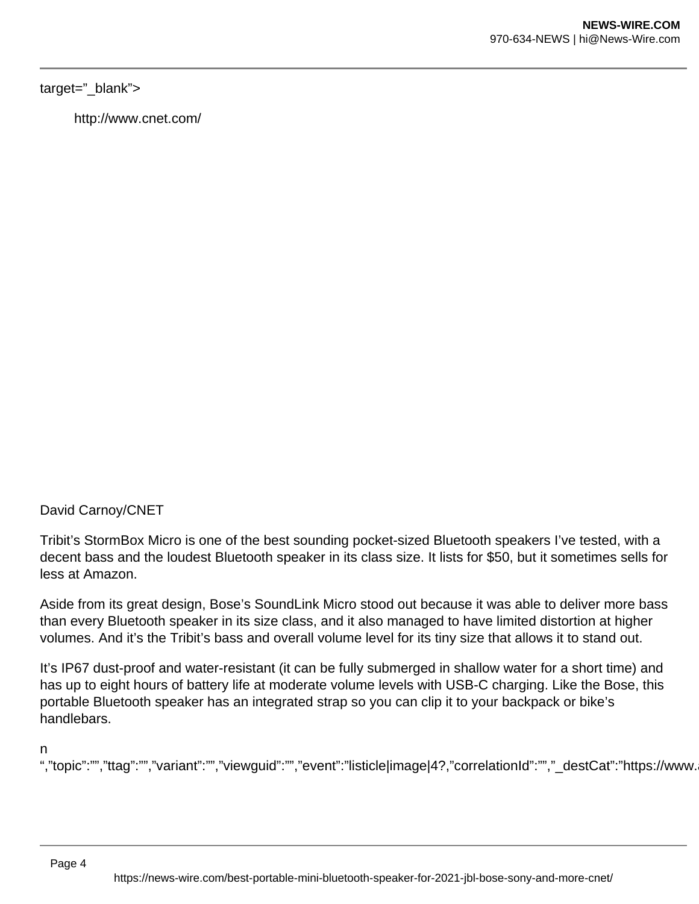target="_blank">

http://www.cnet.com/

David Carnoy/CNET

Tribit's StormBox Micro is one of the best sounding pocket-sized Bluetooth speakers I've tested, with a decent bass and the loudest Bluetooth speaker in its class size. It lists for $50, but it sometimes sells for less at Amazon.

Aside from its great design, Bose's SoundLink Micro stood out because it was able to deliver more bass than every Bluetooth speaker in its size class, and it also managed to have limited distortion at higher volumes. And it's the Tribit's bass and overall volume level for its tiny size that allows it to stand out.

It's IP67 dust-proof and water-resistant (it can be fully submerged in shallow water for a short time) and has up to eight hours of battery life at moderate volume levels with USB-C charging. Like the Bose, this portable Bluetooth speaker has an integrated strap so you can clip it to your backpack or bike's handlebars.

n

",”topic”:””,”ttag”:””,”variant”:””,”viewguid”:””,”event”:”listicle|image|4?,”correlationId”:””,”_destCat”:”https://www.a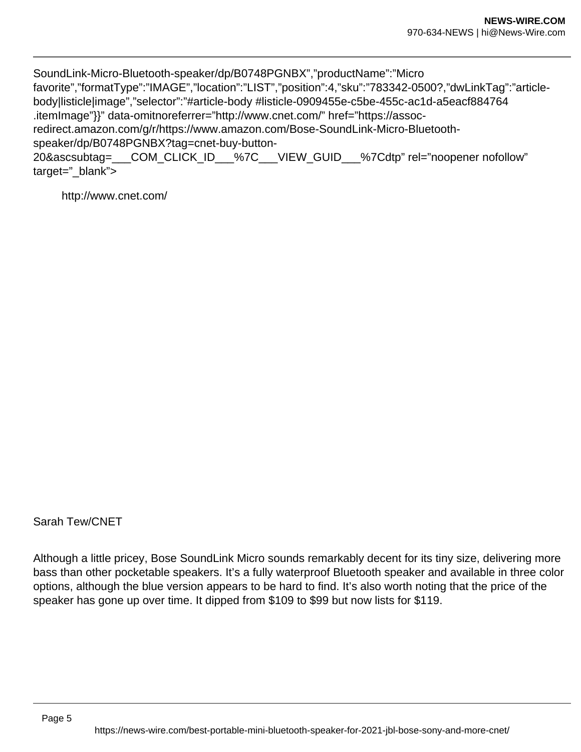SoundLink-Micro-Bluetooth-speaker/dp/B0748PGNBX”,”productName”:”Micro favorite”,”formatType”:”IMAGE”,”location”:”LIST”,”position”:4,”sku”:”783342-0500?,”dwLinkTag”:”article-body|listicle|image”,”selector”:”#article-body #listicle-0909455e-c5be-455c-ac1d-a5eacf884764 .itemImage”}}” data-omitnoreferrer=”http://www.cnet.com/” href=”https://assoc-redirect.amazon.com/g/r/https://www.amazon.com/Bose-SoundLink-Micro-Bluetooth-speaker/dp/B0748PGNBX?tag=cnet-buy-button-20&ascsubtag=___COM_CLICK_ID___%7C___VIEW_GUID___%7Cdtp” rel=”noopener nofollow” target=”_blank”>

http://www.cnet.com/

Sarah Tew/CNET

Although a little pricey, Bose SoundLink Micro sounds remarkably decent for its tiny size, delivering more bass than other pocketable speakers. It’s a fully waterproof Bluetooth speaker and available in three color options, although the blue version appears to be hard to find. It’s also worth noting that the price of the speaker has gone up over time. It dipped from $109 to $99 but now lists for $119.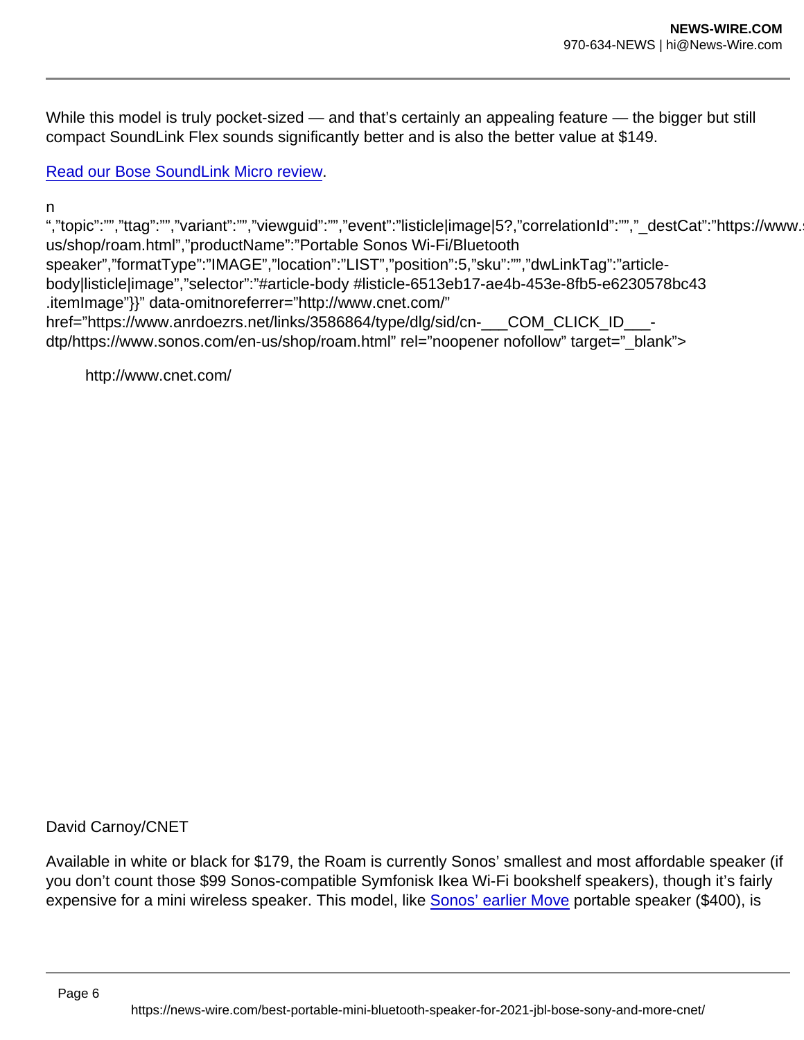While this model is truly pocket-sized — and that's certainly an appealing feature — the bigger but still compact SoundLink Flex sounds significantly better and is also the better value at $149.

[Read our Bose SoundLink Micro review](#).

n
",”topic”:””,”ttag”:””,”variant”:””,”viewguid”:””,”event”:”listicle|image|5?,”correlationId”:””,”_destCat”:”https://www.s us/shop/roam.html”,”productName”:”Portable Sonos Wi-Fi/Bluetooth speaker”,”formatType”:”IMAGE”,”location”:”LIST”,”position”:5,”sku”:””,”dwLinkTag”:”article-body|listicle|image”,”selector”:”#article-body #listicle-6513eb17-ae4b-453e-8fb5-e6230578bc43 .itemImage”}}” data-omitnoreferrer=”http://www.cnet.com/” href=”https://www.anrdoezrs.net/links/3586864/type/dlg/sid/cn-___COM_CLICK_ID___-dtp/https://www.sonos.com/en-us/shop/roam.html” rel=”noopener nofollow” target=”_blank”>

http://www.cnet.com/

David Carnoy/CNET

Available in white or black for $179, the Roam is currently Sonos' smallest and most affordable speaker (if you don't count those $99 Sonos-compatible Symfonisk Ikea Wi-Fi bookshelf speakers), though it's fairly expensive for a mini wireless speaker. This model, like [Sonos' earlier Move](#) portable speaker ($400), is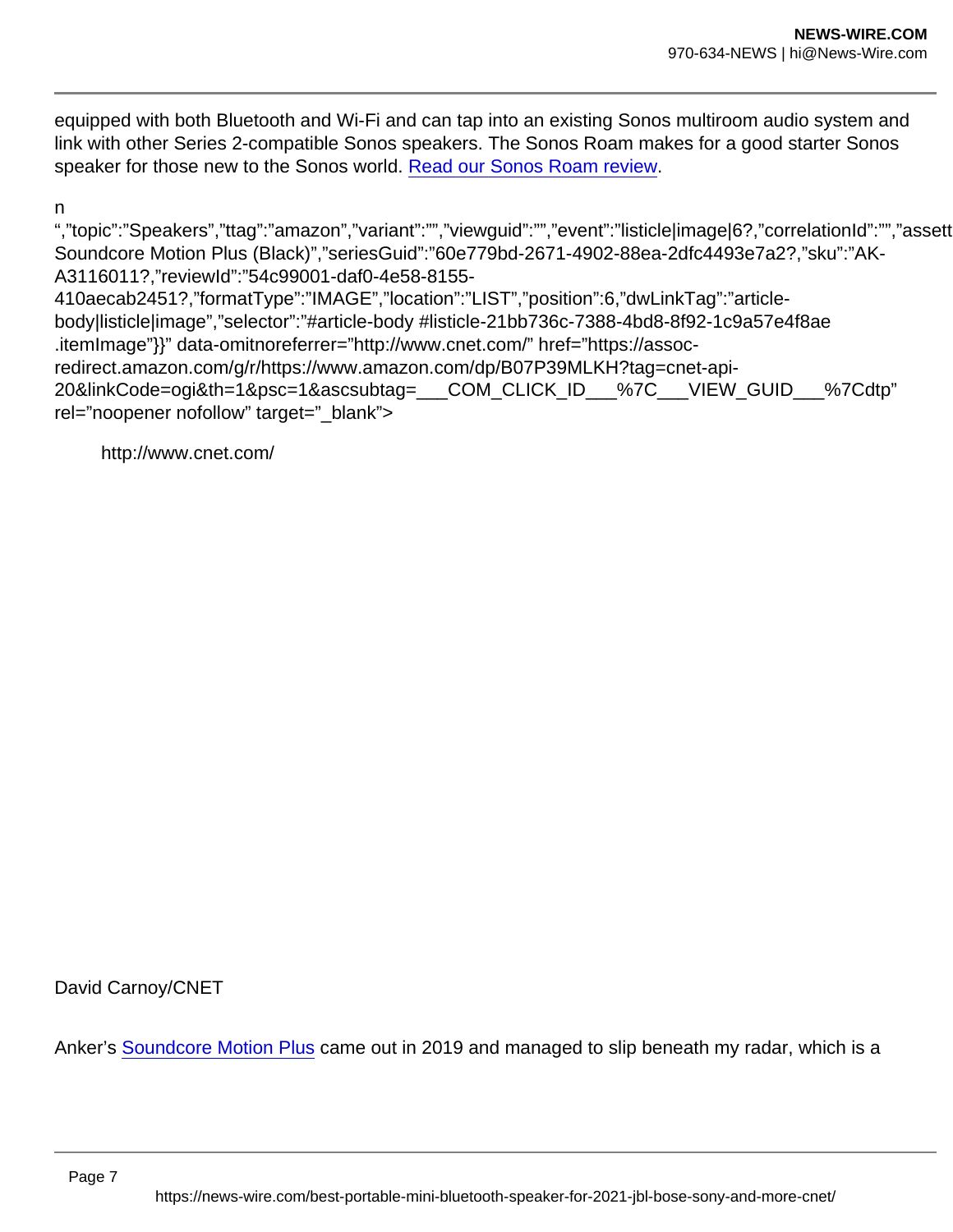equipped with both Bluetooth and Wi-Fi and can tap into an existing Sonos multiroom audio system and link with other Series 2-compatible Sonos speakers. The Sonos Roam makes for a good starter Sonos speaker for those new to the Sonos world. [Read our Sonos Roam review](https://www.cnet.com/reviews/sonos-roam-review/).

n
“,”topic”:”Speakers”,”ttag”:”amazon”,”variant”:””,”viewguid”:””,”event”:”listicle|image|6?,”correlationId”:””,”assett Soundcore Motion Plus (Black)”,”seriesGuid”:”60e779bd-2671-4902-88ea-2dfc4493e7a2?,”sku”:”AK-A3116011?,”reviewId”:”54c99001-daf0-4e58-8155-410aecab2451?,”formatType”:”IMAGE”,”location”:”LIST”,”position”:6,”dwLinkTag”:”article-body|listicle|image”,”selector”:”#article-body #listicle-21bb736c-7388-4bd8-8f92-1c9a57e4f8ae .itemImage”}}” data-omitnoreferrer=”http://www.cnet.com/” href=”https://assoc-redirect.amazon.com/g/r/https://www.amazon.com/dp/B07P39MLKH?tag=cnet-api-20&linkCode=ogi&th=1&psc=1&ascsubtag=___COM_CLICK_ID___%7C___VIEW_GUID___%7Cdtp” rel=”noopener nofollow” target=”_blank”>

http://www.cnet.com/

David Carnoy/CNET

Anker’s [Soundcore Motion Plus](https://www.amazon.com/dp/B07P39MLKH) came out in 2019 and managed to slip beneath my radar, which is a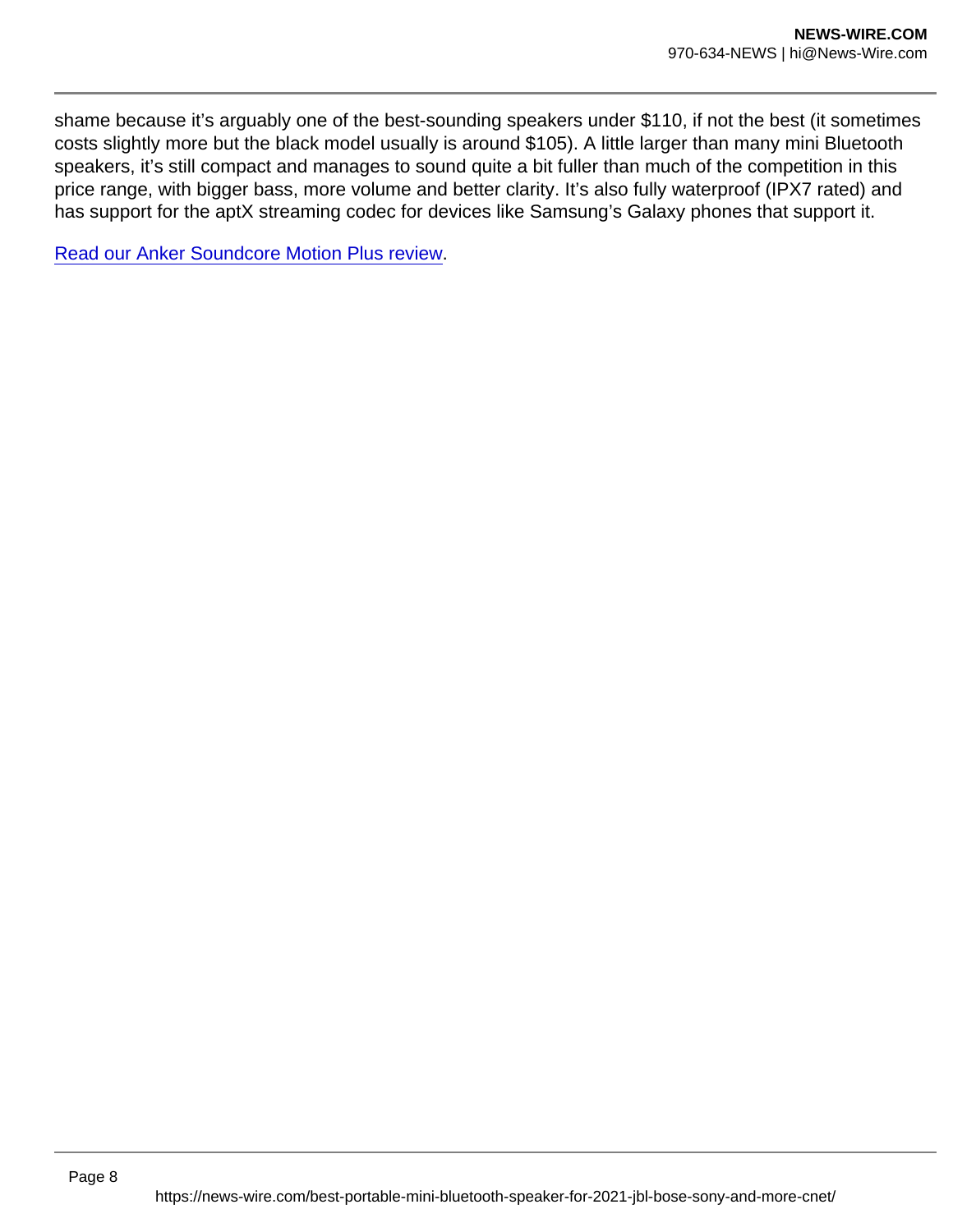shame because it’s arguably one of the best-sounding speakers under $110, if not the best (it sometimes costs slightly more but the black model usually is around $105). A little larger than many mini Bluetooth speakers, it’s still compact and manages to sound quite a bit fuller than much of the competition in this price range, with bigger bass, more volume and better clarity. It’s also fully waterproof (IPX7 rated) and has support for the aptX streaming codec for devices like Samsung’s Galaxy phones that support it.

Read our Anker Soundcore Motion Plus review.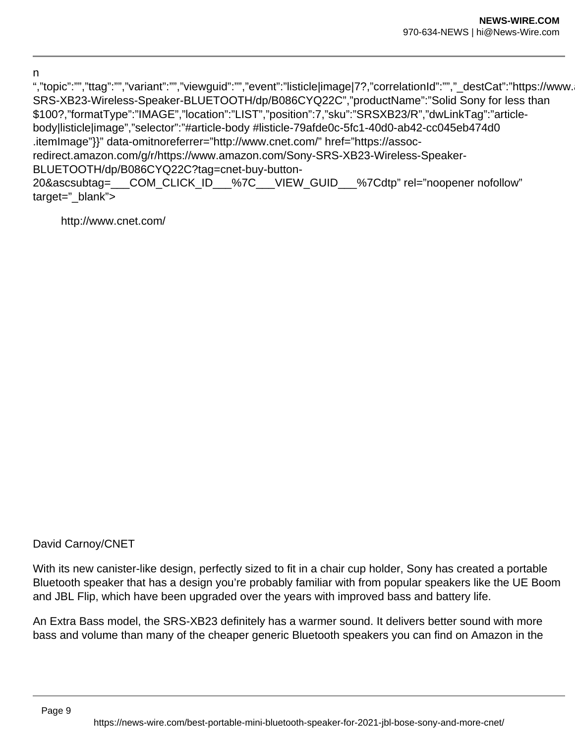n
“,”topic”:””,”ttag”:””,”variant”:””,”viewguid”:””,”event”:”listicle|image|7?,”correlationId”:””,”_destCat”:”https://www.a SRS-XB23-Wireless-Speaker-BLUETOOTH/dp/B086CYQ22C”,”productName”:”Solid Sony for less than $100?,”formatType”:”IMAGE”,”location”:”LIST”,”position”:7,”sku”:”SRSXB23/R”,”dwLinkTag”:”article-body|listicle|image”,”selector”:”#article-body #listicle-79afde0c-5fc1-40d0-ab42-cc045eb474d0 .itemImage”}}” data-omitnoreferrer=”http://www.cnet.com/” href=”https://assoc-redirect.amazon.com/g/r/https://www.amazon.com/Sony-SRS-XB23-Wireless-Speaker-BLUETOOTH/dp/B086CYQ22C?tag=cnet-buy-button-20&ascsubtag=___COM_CLICK_ID___%7C___VIEW_GUID___%7Cdtp” rel=”noopener nofollow” target=”_blank”>

http://www.cnet.com/

David Carnoy/CNET

With its new canister-like design, perfectly sized to fit in a chair cup holder, Sony has created a portable Bluetooth speaker that has a design you’re probably familiar with from popular speakers like the UE Boom and JBL Flip, which have been upgraded over the years with improved bass and battery life.

An Extra Bass model, the SRS-XB23 definitely has a warmer sound. It delivers better sound with more bass and volume than many of the cheaper generic Bluetooth speakers you can find on Amazon in the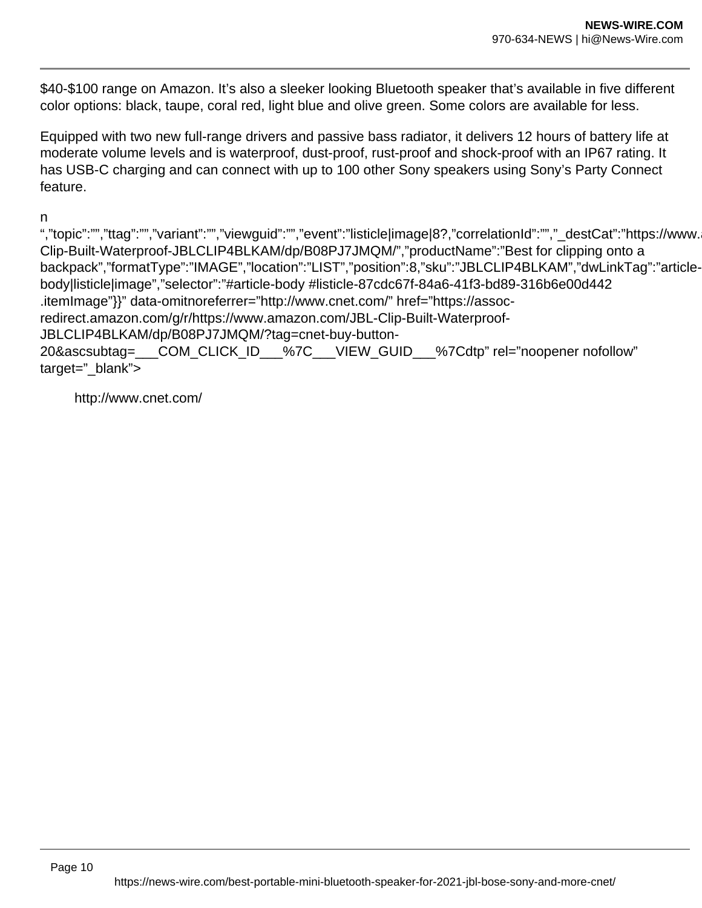$40-$100 range on Amazon. It’s also a sleeker looking Bluetooth speaker that’s available in five different color options: black, taupe, coral red, light blue and olive green. Some colors are available for less.

Equipped with two new full-range drivers and passive bass radiator, it delivers 12 hours of battery life at moderate volume levels and is waterproof, dust-proof, rust-proof and shock-proof with an IP67 rating. It has USB-C charging and can connect with up to 100 other Sony speakers using Sony’s Party Connect feature.

n
“,”topic”:””,”ttag”:””,”variant”:””,”viewguid”:””,”event”:”listicle|image|8?,”correlationId”:””,”_destCat”:”https://www.a Clip-Built-Waterproof-JBLCLIP4BLKAM/dp/B08PJ7JMQM/”,”productName”:”Best for clipping onto a backpack”,”formatType”:”IMAGE”,”location”:”LIST”,”position”:8,”sku”:”JBLCLIP4BLKAM”,”dwLinkTag”:”article-body|listicle|image”,”selector”:”#article-body #listicle-87cdc67f-84a6-41f3-bd89-316b6e00d442 .itemImage”}}” data-omitnoreferrer=”http://www.cnet.com/” href=”https://assoc-redirect.amazon.com/g/r/https://www.amazon.com/JBL-Clip-Built-Waterproof-JBLCLIP4BLKAM/dp/B08PJ7JMQM/?tag=cnet-buy-button-20&ascsubtag=___COM_CLICK_ID___%7C___VIEW_GUID___%7Cdtp” rel=”noopener nofollow” target=”_blank”>

http://www.cnet.com/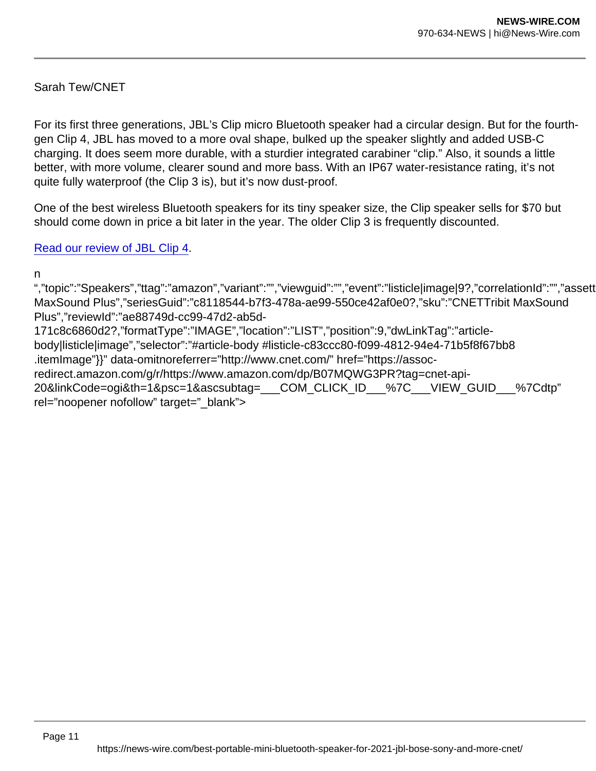Sarah Tew/CNET

For its first three generations, JBL's Clip micro Bluetooth speaker had a circular design. But for the fourth-gen Clip 4, JBL has moved to a more oval shape, bulked up the speaker slightly and added USB-C charging. It does seem more durable, with a sturdier integrated carabiner "clip." Also, it sounds a little better, with more volume, clearer sound and more bass. With an IP67 water-resistance rating, it's not quite fully waterproof (the Clip 3 is), but it's now dust-proof.

One of the best wireless Bluetooth speakers for its tiny speaker size, the Clip speaker sells for $70 but should come down in price a bit later in the year. The older Clip 3 is frequently discounted.

[Read our review of JBL Clip 4](#).

n
",”topic”:”Speakers”,”ttag”:”amazon”,”variant”:””,”viewguid”:””,”event”:”listicle|image|9?,”correlationId”:””,”assett MaxSound Plus”,”seriesGuid”:”c8118544-b7f3-478a-ae99-550ce42af0e0?,”sku”:”CNETTribit MaxSound Plus”,”reviewId”:”ae88749d-cc99-47d2-ab5d-171c8c6860d2?,”formatType”:”IMAGE”,”location”:”LIST”,”position”:9,”dwLinkTag”:”article-body|listicle|image”,”selector”:”#article-body #listicle-c83ccc80-f099-4812-94e4-71b5f8f67bb8 .itemImage”}}” data-omitnoreferrer=”http://www.cnet.com/” href=”https://assoc-redirect.amazon.com/g/r/https://www.amazon.com/dp/B07MQWG3PR?tag=cnet-api-20&linkCode=ogi&th=1&psc=1&ascsubtag=___COM_CLICK_ID___%7C___VIEW_GUID___%7Cdtp” rel=”noopener nofollow” target=”_blank”>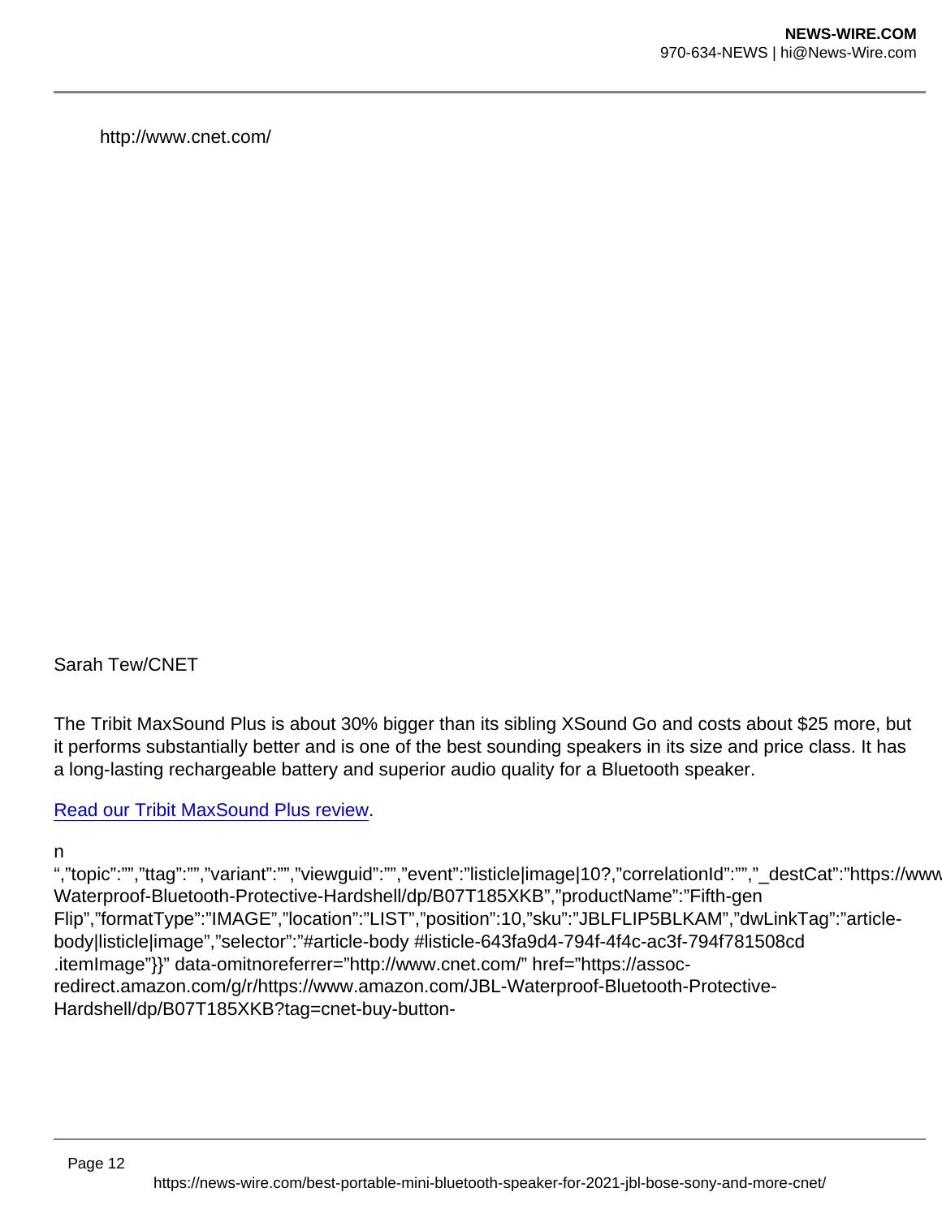http://www.cnet.com/

Sarah Tew/CNET

The Tribit MaxSound Plus is about 30% bigger than its sibling XSound Go and costs about $25 more, but it performs substantially better and is one of the best sounding speakers in its size and price class. It has a long-lasting rechargeable battery and superior audio quality for a Bluetooth speaker.

[Read our Tribit MaxSound Plus review](#).

n

“,”topic”:””,”ttag”:””,”variant”:””,”viewguid”:””,”event”:”listicle|image|10?,”correlationId”:””,”_destCat”:”https://www Waterproof-Bluetooth-Protective-Hardshell/dp/B07T185XKB”,”productName”:”Fifth-gen Flip”,”formatType”:”IMAGE”,”location”:”LIST”,”position”:10,”sku”:”JBLFLIP5BLKAM”,”dwLinkTag”:”article-body|listicle|image”,”selector”:”#article-body #listicle-643fa9d4-794f-4f4c-ac3f-794f781508cd .itemImage”}}” data-omitnoreferrer=”http://www.cnet.com/” href=”https://assoc-redirect.amazon.com/g/r/https://www.amazon.com/JBL-Waterproof-Bluetooth-Protective-Hardshell/dp/B07T185XKB?tag=cnet-buy-button-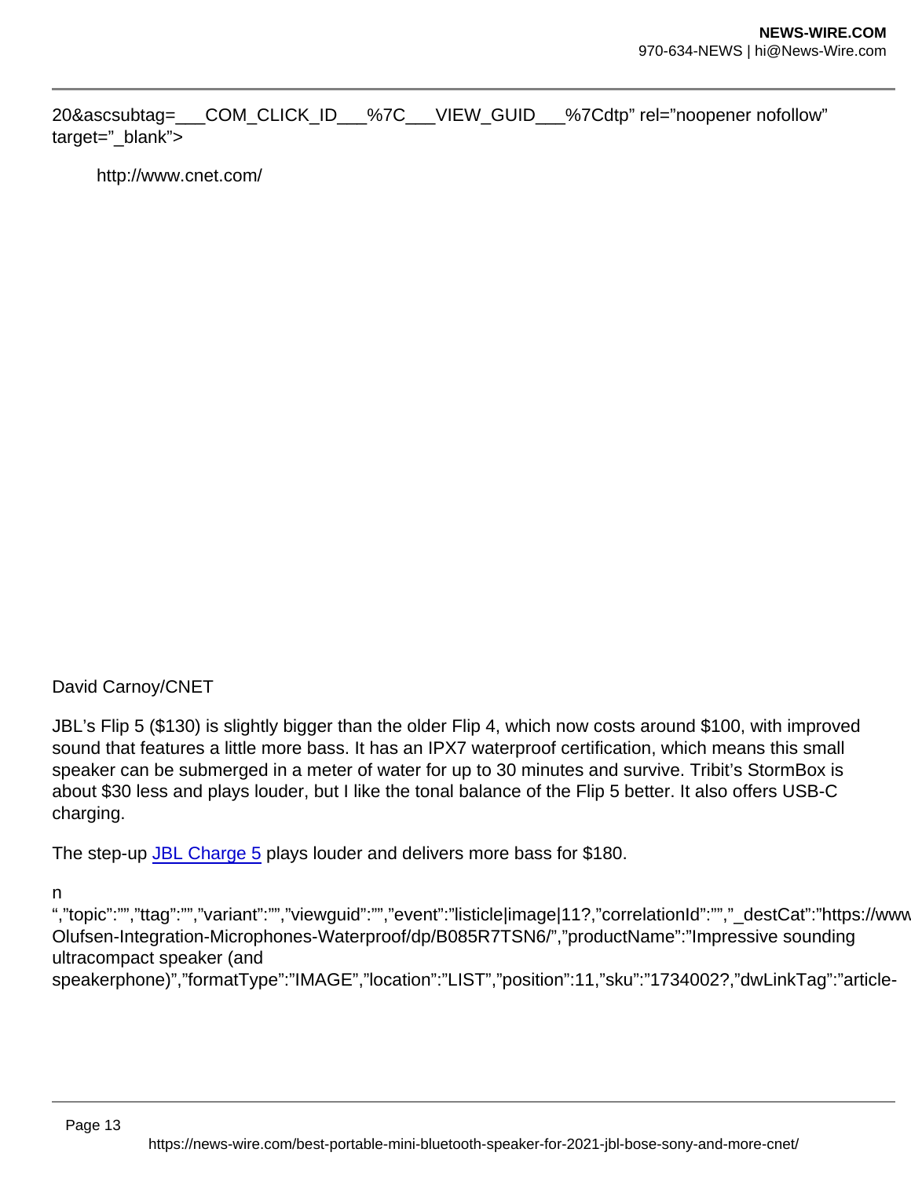20&ascsubtag=___COM_CLICK_ID___%7C___VIEW_GUID___%7Cdtp" rel="noopener nofollow" target="_blank">

http://www.cnet.com/

David Carnoy/CNET

JBL's Flip 5 ($130) is slightly bigger than the older Flip 4, which now costs around $100, with improved sound that features a little more bass. It has an IPX7 waterproof certification, which means this small speaker can be submerged in a meter of water for up to 30 minutes and survive. Tribit's StormBox is about $30 less and plays louder, but I like the tonal balance of the Flip 5 better. It also offers USB-C charging.

The step-up [JBL Charge 5](#) plays louder and delivers more bass for $180.

n

","topic":"","ttag":"","variant":"","viewguid":"","event":"listicle|image|11?,"correlationId":"","_destCat":"https://www Olufsen-Integration-Microphones-Waterproof/dp/B085R7TSN6/","productName":"Impressive sounding ultracompact speaker (and speakerphone)","formatType":"IMAGE","location":"LIST","position":11,"sku":"1734002?,"dwLinkTag":"article-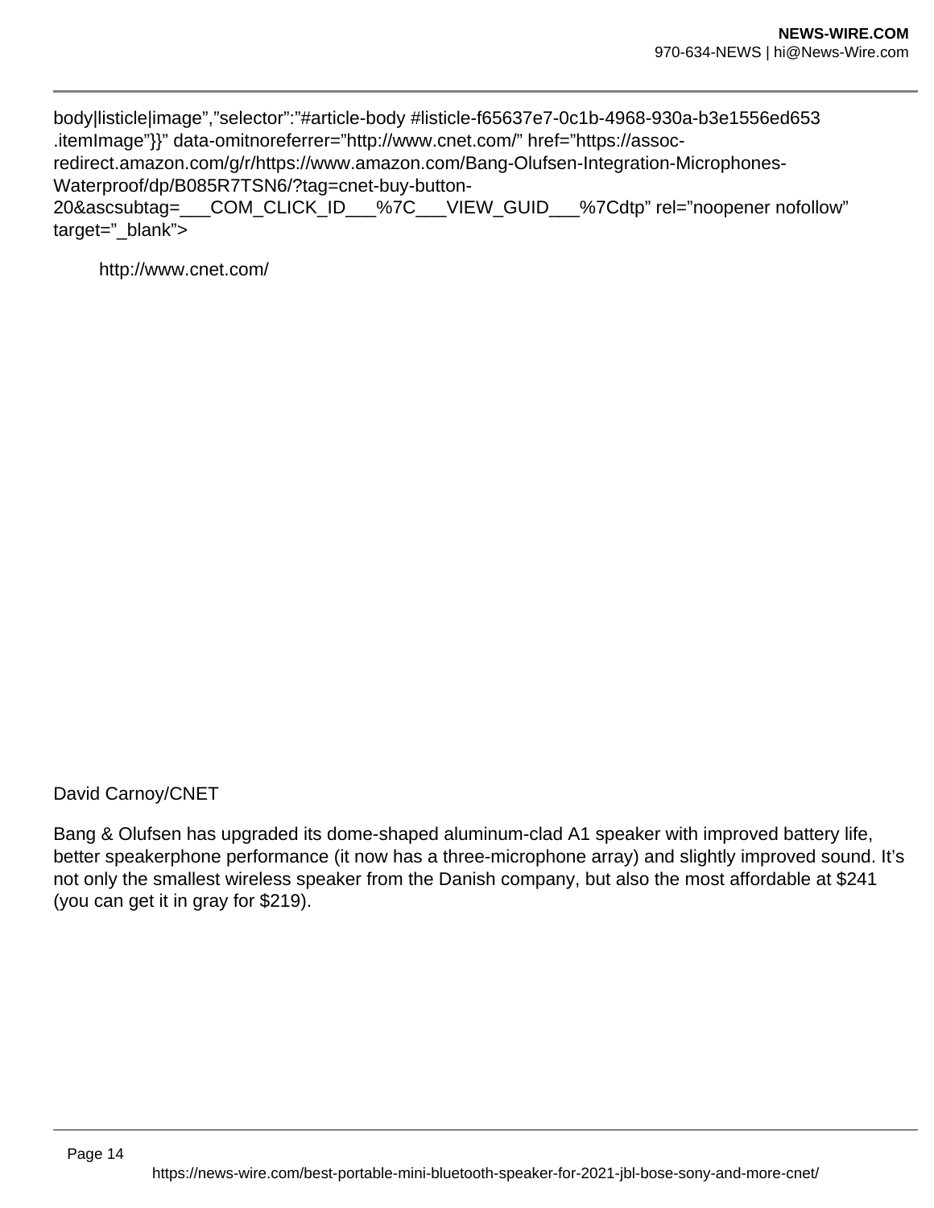body|listicle|image","selector":"#article-body #listicle-f65637e7-0c1b-4968-930a-b3e1556ed653 .itemImage"}}" data-omitnoreferrer="http://www.cnet.com/" href="https://assoc-redirect.amazon.com/g/r/https://www.amazon.com/Bang-Olufsen-Integration-Microphones-Waterproof/dp/B085R7TSN6/?tag=cnet-buy-button-20&ascsubtag=___COM_CLICK_ID___%7C___VIEW_GUID___%7Cdtp" rel="noopener nofollow" target="_blank">

http://www.cnet.com/

David Carnoy/CNET

Bang & Olufsen has upgraded its dome-shaped aluminum-clad A1 speaker with improved battery life, better speakerphone performance (it now has a three-microphone array) and slightly improved sound. It's not only the smallest wireless speaker from the Danish company, but also the most affordable at $241 (you can get it in gray for $219).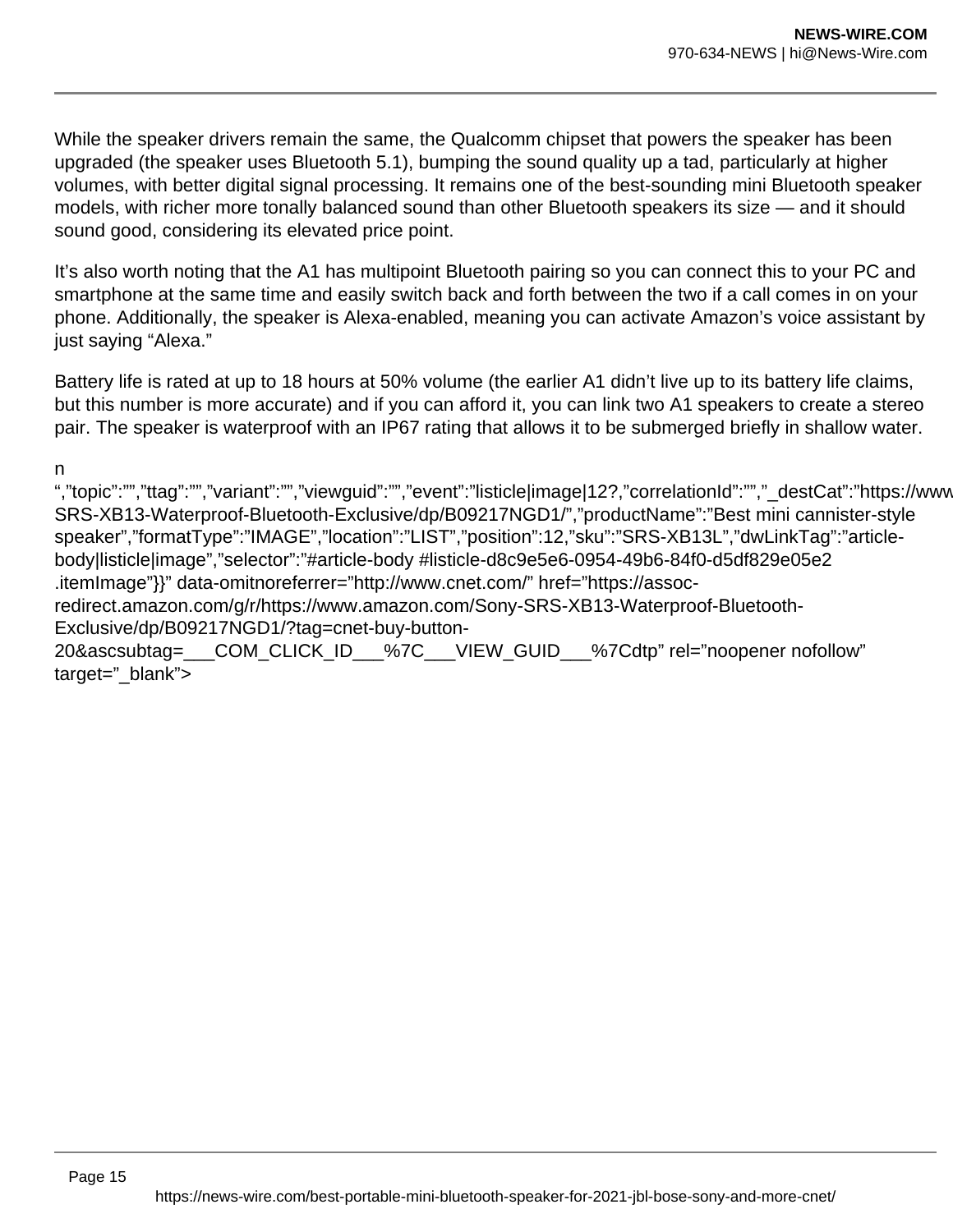While the speaker drivers remain the same, the Qualcomm chipset that powers the speaker has been upgraded (the speaker uses Bluetooth 5.1), bumping the sound quality up a tad, particularly at higher volumes, with better digital signal processing. It remains one of the best-sounding mini Bluetooth speaker models, with richer more tonally balanced sound than other Bluetooth speakers its size — and it should sound good, considering its elevated price point.

It's also worth noting that the A1 has multipoint Bluetooth pairing so you can connect this to your PC and smartphone at the same time and easily switch back and forth between the two if a call comes in on your phone. Additionally, the speaker is Alexa-enabled, meaning you can activate Amazon's voice assistant by just saying "Alexa."

Battery life is rated at up to 18 hours at 50% volume (the earlier A1 didn't live up to its battery life claims, but this number is more accurate) and if you can afford it, you can link two A1 speakers to create a stereo pair. The speaker is waterproof with an IP67 rating that allows it to be submerged briefly in shallow water.

n
",”topic”:””,”ttag”:””,”variant”:””,”viewguid”:””,”event”:”listicle|image|12?,”correlationId”:””,”_destCat”:”https://www SRS-XB13-Waterproof-Bluetooth-Exclusive/dp/B09217NGD1/”,”productName”:”Best mini cannister-style speaker”,”formatType”:”IMAGE”,”location”:”LIST”,”position”:12,”sku”:”SRS-XB13L”,”dwLinkTag”:”article-body|listicle|image”,”selector”:”#article-body #listicle-d8c9e5e6-0954-49b6-84f0-d5df829e05e2 .itemImage”}}” data-omitnoreferrer=”http://www.cnet.com/” href=”https://assoc-redirect.amazon.com/g/r/https://www.amazon.com/Sony-SRS-XB13-Waterproof-Bluetooth-Exclusive/dp/B09217NGD1/?tag=cnet-buy-button-20&ascsubtag=___COM_CLICK_ID___%7C___VIEW_GUID___%7Cdtp” rel=”noopener nofollow” target=”_blank”>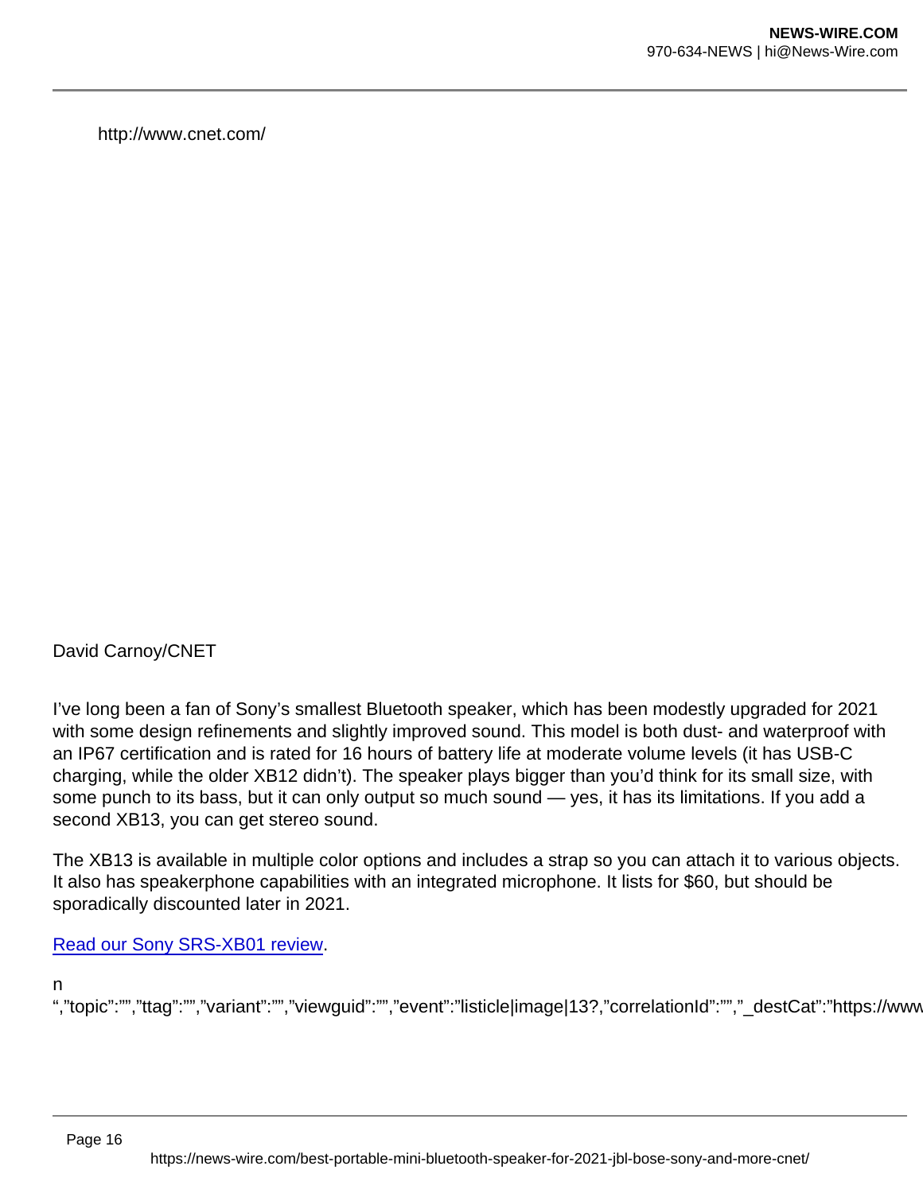http://www.cnet.com/

David Carnoy/CNET

I've long been a fan of Sony's smallest Bluetooth speaker, which has been modestly upgraded for 2021 with some design refinements and slightly improved sound. This model is both dust- and waterproof with an IP67 certification and is rated for 16 hours of battery life at moderate volume levels (it has USB-C charging, while the older XB12 didn't). The speaker plays bigger than you'd think for its small size, with some punch to its bass, but it can only output so much sound — yes, it has its limitations. If you add a second XB13, you can get stereo sound.

The XB13 is available in multiple color options and includes a strap so you can attach it to various objects. It also has speakerphone capabilities with an integrated microphone. It lists for $60, but should be sporadically discounted later in 2021.

[Read our Sony SRS-XB01 review](#).

n

",''topic'':'''',''ttag'':'''',''variant'':'''',''viewguid'':'''',''event'':''listicle|image|13?,''correlationId'':'''',''_destCat'':''https://www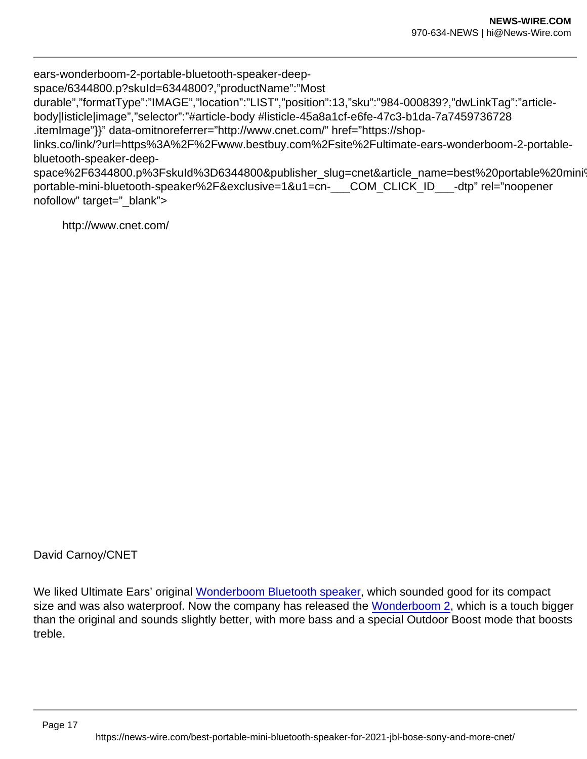ears-wonderboom-2-portable-bluetooth-speaker-deep-space/6344800.p?skuId=6344800?,"productName":"Most durable","formatType":"IMAGE","location":"LIST","position":13,"sku":"984-000839?,"dwLinkTag":"article-body|listicle|image","selector":"#article-body #listicle-45a8a1cf-e6fe-47c3-b1da-7a7459736728 .itemImage"}}" data-omitnoreferrer="http://www.cnet.com/" href="https://shop-links.co/link/?url=https%3A%2F%2Fwww.bestbuy.com%2Fsite%2Fultimate-ears-wonderboom-2-portable-bluetooth-speaker-deep-space%2F6344800.p%3FskuId%3D6344800&publisher_slug=cnet&article_name=best%20portable%20mini% portable-mini-bluetooth-speaker%2F&exclusive=1&u1=cn-___COM_CLICK_ID___-dtp" rel="noopener nofollow" target="_blank">

http://www.cnet.com/

David Carnoy/CNET

We liked Ultimate Ears' original Wonderboom Bluetooth speaker, which sounded good for its compact size and was also waterproof. Now the company has released the Wonderboom 2, which is a touch bigger than the original and sounds slightly better, with more bass and a special Outdoor Boost mode that boosts treble.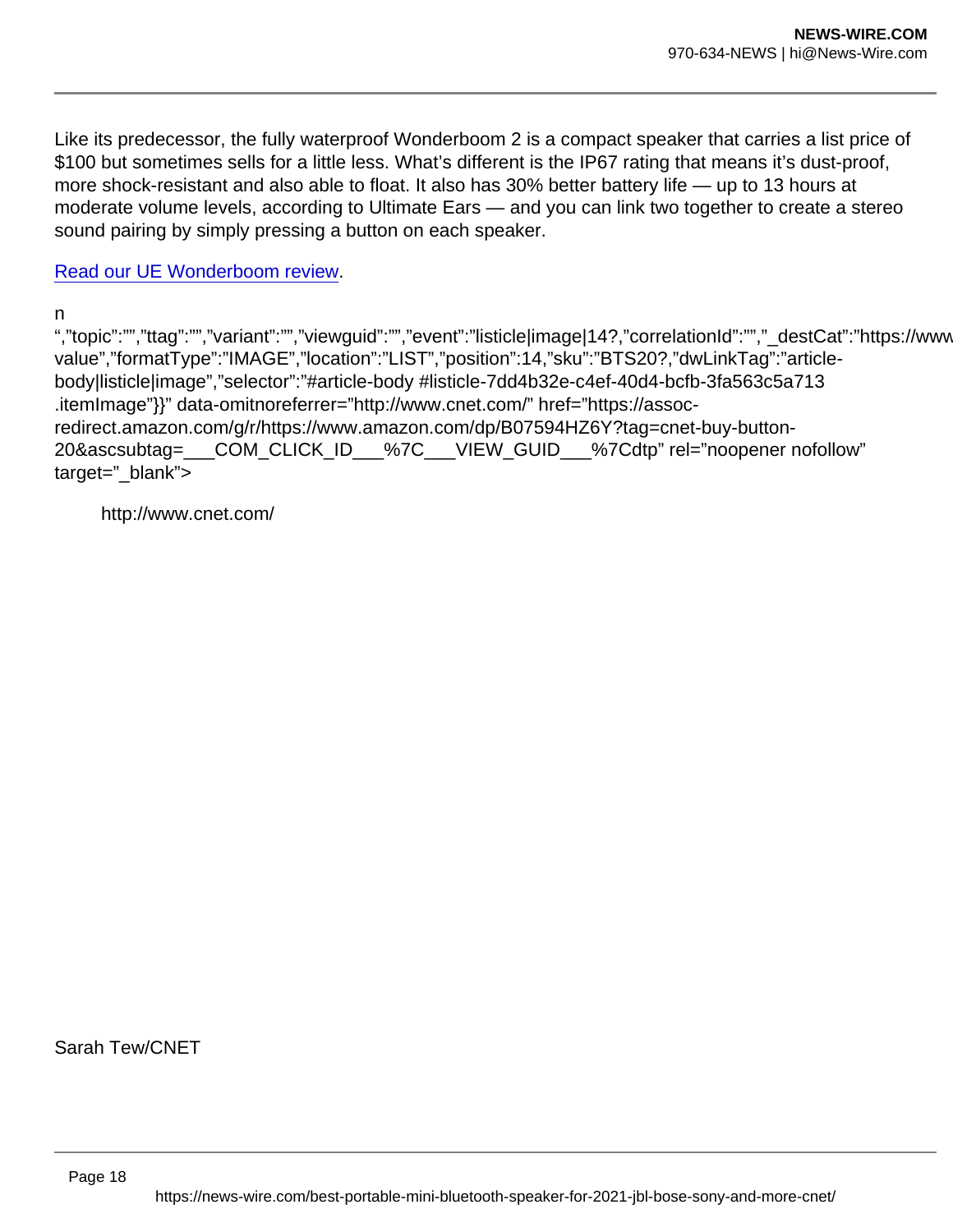Like its predecessor, the fully waterproof Wonderboom 2 is a compact speaker that carries a list price of $100 but sometimes sells for a little less. What's different is the IP67 rating that means it's dust-proof, more shock-resistant and also able to float. It also has 30% better battery life — up to 13 hours at moderate volume levels, according to Ultimate Ears — and you can link two together to create a stereo sound pairing by simply pressing a button on each speaker.

[Read our UE Wonderboom review](#).

n
",”topic”:"",”ttag”:"",”variant”:"",”viewguid”:"",”event”:”listicle|image|14?,”correlationId”:"",”_destCat”:”https://www value”,”formatType”:”IMAGE”,”location”:”LIST”,”position”:14,”sku”:”BTS20?,”dwLinkTag”:”article-body|listicle|image”,”selector”:”#article-body #listicle-7dd4b32e-c4ef-40d4-bcfb-3fa563c5a713 .itemImage”}}” data-omitnoreferrer=”http://www.cnet.com/” href=”https://assoc-redirect.amazon.com/g/r/https://www.amazon.com/dp/B07594HZ6Y?tag=cnet-buy-button-20&ascsubtag=___COM_CLICK_ID___%7C___VIEW_GUID___%7Cdtp” rel=”noopener nofollow” target=”_blank”>

http://www.cnet.com/

Sarah Tew/CNET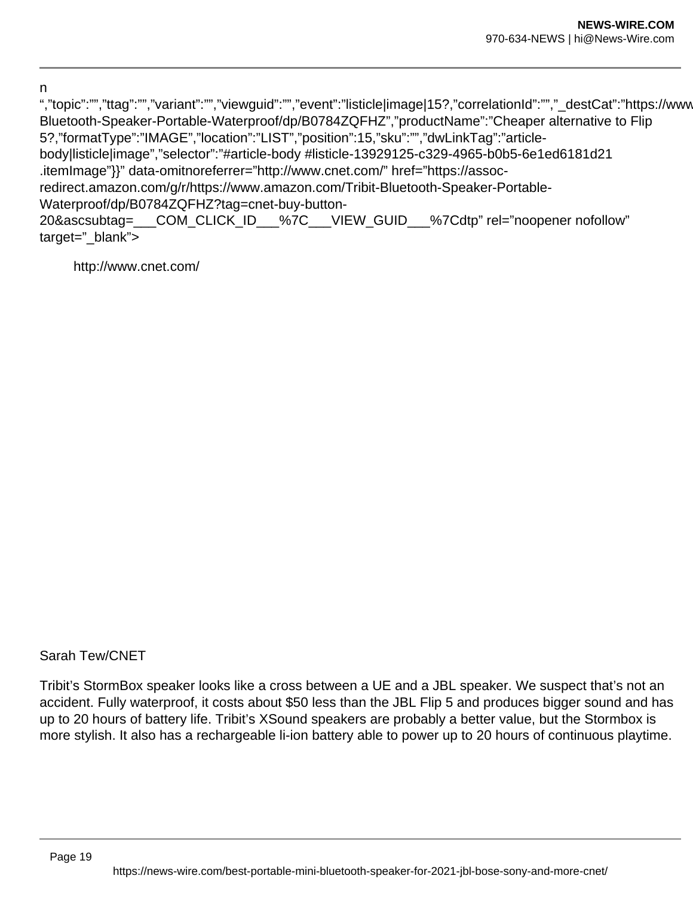n
“,”topic”:””,”ttag”:””,”variant”:””,”viewguid”:””,”event”:”listicle|image|15?,”correlationId”:””,”_destCat”:”https://www.amazon.com/Tribit-Bluetooth-Speaker-Portable-Waterproof/dp/B0784ZQFHZ”,”productName”:”Cheaper alternative to Flip 5?,”formatType”:”IMAGE”,”location”:”LIST”,”position”:15,”sku”:””,”dwLinkTag”:”article-body|listicle|image”,”selector”:”#article-body #listicle-13929125-c329-4965-b0b5-6e1ed6181d21 .itemImage”}}” data-omitnoreferrer=”http://www.cnet.com/” href=”https://assoc-redirect.amazon.com/g/r/https://www.amazon.com/Tribit-Bluetooth-Speaker-Portable-Waterproof/dp/B0784ZQFHZ?tag=cnet-buy-button-20&ascsubtag=___COM_CLICK_ID___%7C___VIEW_GUID___%7Cdtp” rel=”noopener nofollow” target=”_blank”>

http://www.cnet.com/

Sarah Tew/CNET

Tribit’s StormBox speaker looks like a cross between a UE and a JBL speaker. We suspect that’s not an accident. Fully waterproof, it costs about $50 less than the JBL Flip 5 and produces bigger sound and has up to 20 hours of battery life. Tribit’s XSound speakers are probably a better value, but the Stormbox is more stylish. It also has a rechargeable li-ion battery able to power up to 20 hours of continuous playtime.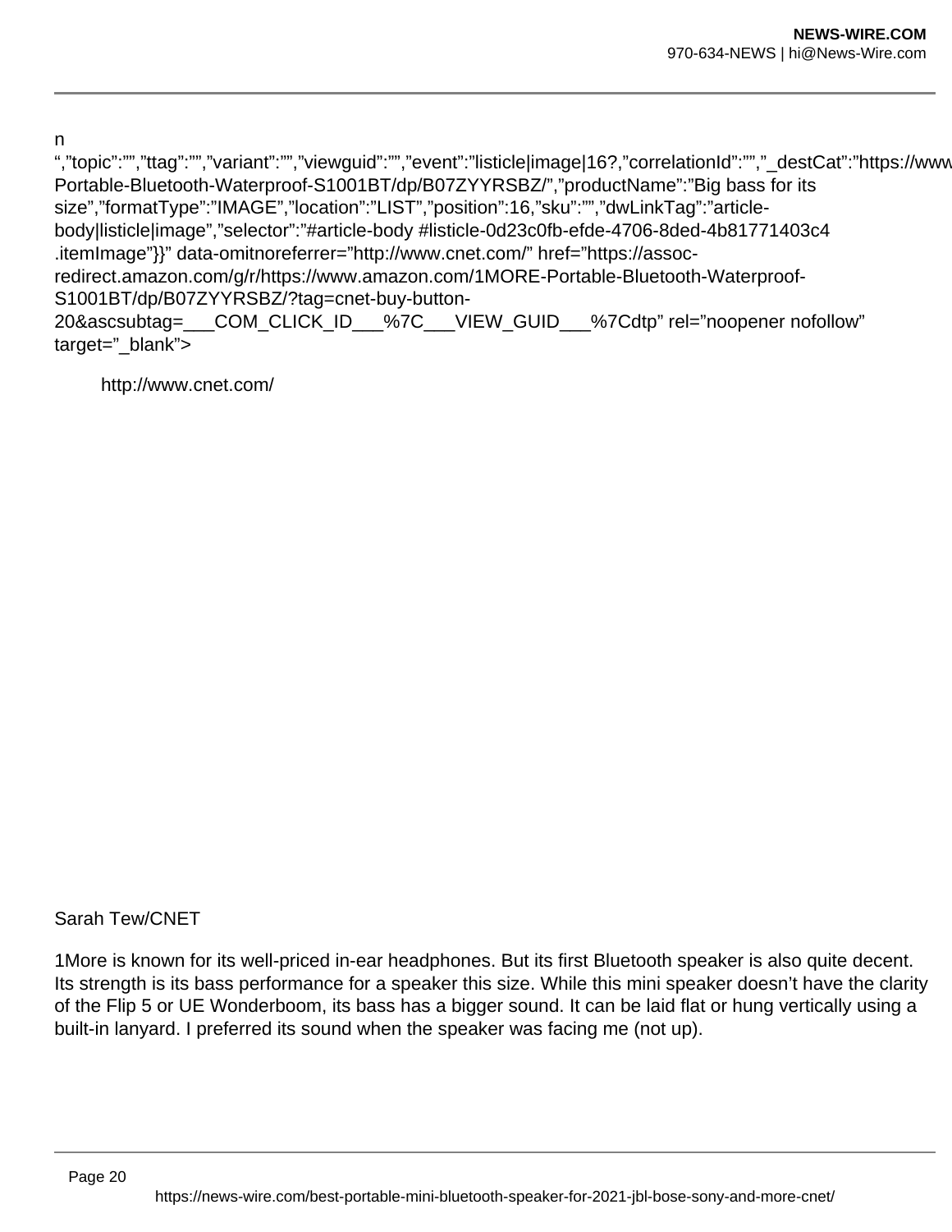n
“,”topic”:””,”ttag”:””,”variant”:””,”viewguid”:””,”event”:”listicle|image|16?,”correlationId”:””,”_destCat”:”https://www
Portable-Bluetooth-Waterproof-S1001BT/dp/B07ZYYRSBZ/”,”productName”:”Big bass for its size”,”formatType”:”IMAGE”,”location”:”LIST”,”position”:16,”sku”:””,”dwLinkTag”:”article-body|listicle|image”,”selector”:”#article-body #listicle-0d23c0fb-efde-4706-8ded-4b81771403c4 .itemImage”}}” data-omitnoreferrer=”http://www.cnet.com/” href=”https://assoc-redirect.amazon.com/g/r/https://www.amazon.com/1MORE-Portable-Bluetooth-Waterproof-S1001BT/dp/B07ZYYRSBZ/?tag=cnet-buy-button-20&ascsubtag=___COM_CLICK_ID___%7C___VIEW_GUID___%7Cdtp” rel=”noopener nofollow” target=”_blank”>

http://www.cnet.com/

Sarah Tew/CNET

1More is known for its well-priced in-ear headphones. But its first Bluetooth speaker is also quite decent. Its strength is its bass performance for a speaker this size. While this mini speaker doesn’t have the clarity of the Flip 5 or UE Wonderboom, its bass has a bigger sound. It can be laid flat or hung vertically using a built-in lanyard. I preferred its sound when the speaker was facing me (not up).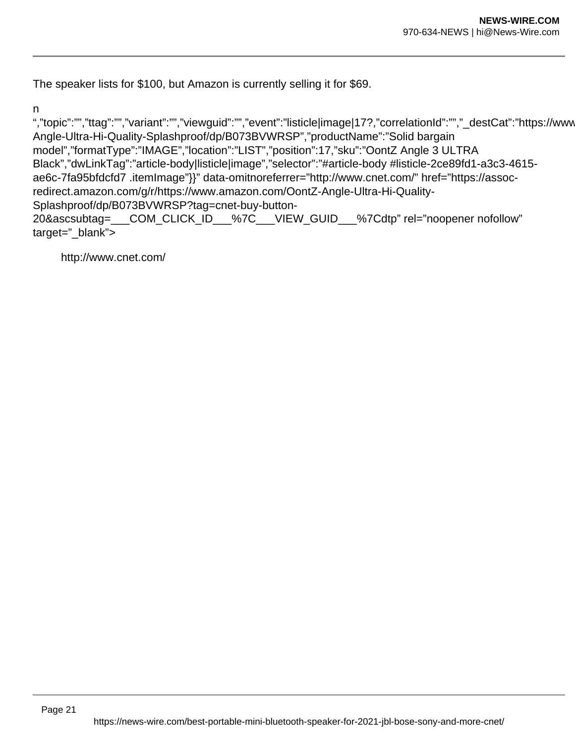The speaker lists for $100, but Amazon is currently selling it for $69.

n
“,”topic”:””,”ttag”:””,”variant”:””,”viewguid”:””,”event”:”listicle|image|17?,”correlationId”:””,”_destCat”:”https://www
Angle-Ultra-Hi-Quality-Splashproof/dp/B073BVWRSP”,”productName”:”Solid bargain model”,”formatType”:”IMAGE”,”location”:”LIST”,”position”:17,”sku”:”OontZ Angle 3 ULTRA Black”,”dwLinkTag”:”article-body|listicle|image”,”selector”:”#article-body #listicle-2ce89fd1-a3c3-4615-ae6c-7fa95bfdcfd7 .itemImage”}}” data-omitnoreferrer=”http://www.cnet.com/” href=”https://assoc-redirect.amazon.com/g/r/https://www.amazon.com/OontZ-Angle-Ultra-Hi-Quality-Splashproof/dp/B073BVWRSP?tag=cnet-buy-button-20&ascsubtag=___COM_CLICK_ID___%7C___VIEW_GUID___%7Cdtp” rel=”noopener nofollow” target=”_blank”>

http://www.cnet.com/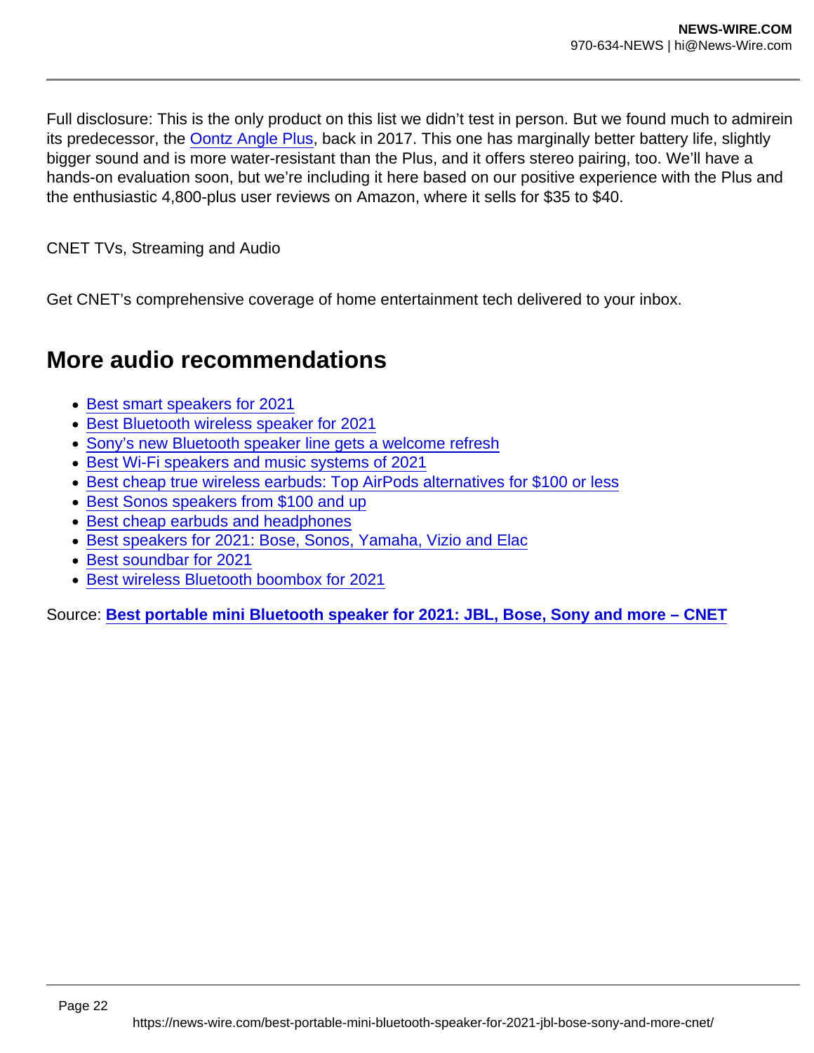Full disclosure: This is the only product on this list we didn't test in person. But we found much to admirein its predecessor, the Oontz Angle Plus, back in 2017. This one has marginally better battery life, slightly bigger sound and is more water-resistant than the Plus, and it offers stereo pairing, too. We'll have a hands-on evaluation soon, but we're including it here based on our positive experience with the Plus and the enthusiastic 4,800-plus user reviews on Amazon, where it sells for $35 to $40.

CNET TVs, Streaming and Audio

Get CNET's comprehensive coverage of home entertainment tech delivered to your inbox.

## More audio recommendations

- Best smart speakers for 2021
- Best Bluetooth wireless speaker for 2021
- Sony's new Bluetooth speaker line gets a welcome refresh
- Best Wi-Fi speakers and music systems of 2021
- Best cheap true wireless earbuds: Top AirPods alternatives for $100 or less
- Best Sonos speakers from $100 and up
- Best cheap earbuds and headphones
- Best speakers for 2021: Bose, Sonos, Yamaha, Vizio and Elac
- Best soundbar for 2021
- Best wireless Bluetooth boombox for 2021

Source: **Best portable mini Bluetooth speaker for 2021: JBL, Bose, Sony and more – CNET**